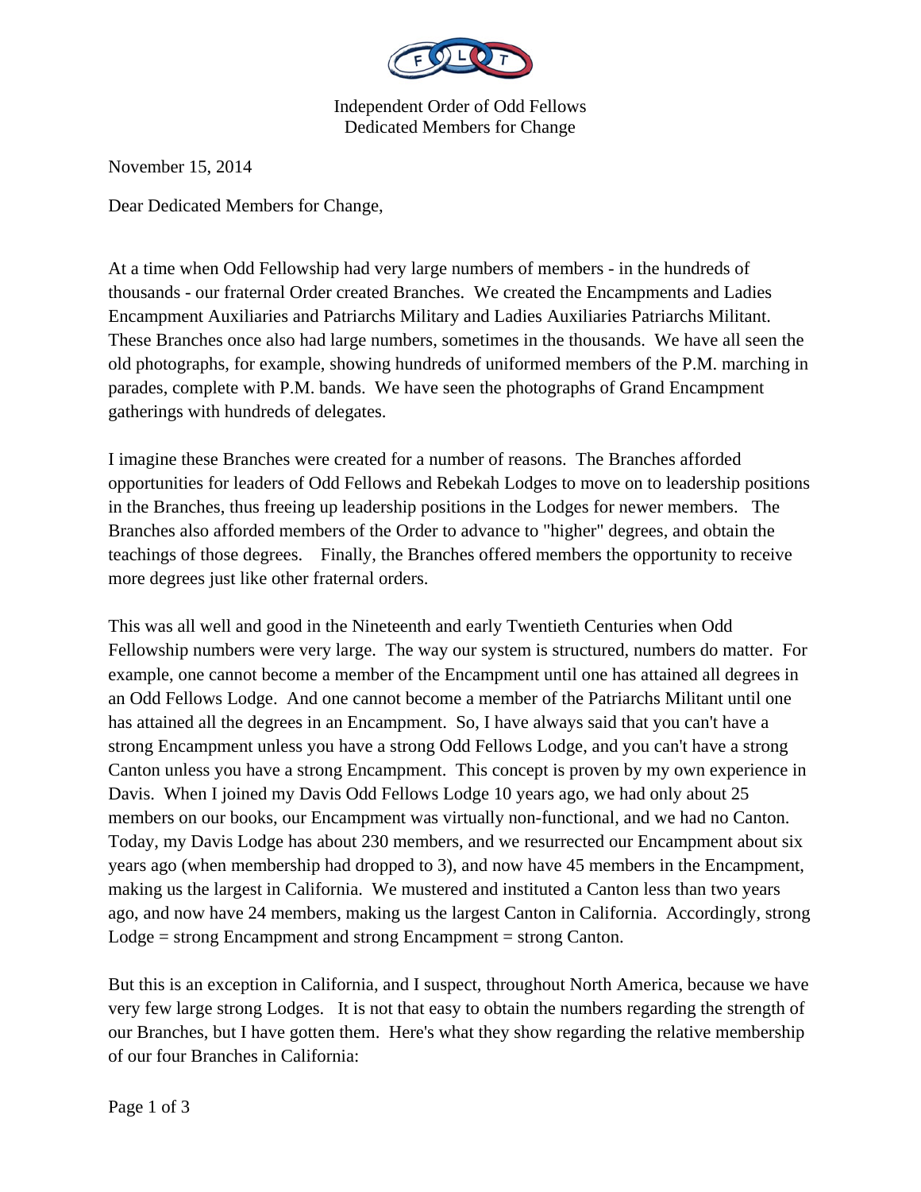Independent Order of Odd Fellows
Dedicated Members for Change

November 15, 2014

Dear Dedicated Members for Change,

At a time when Odd Fellowship had very large numbers of members - in the hundreds of thousands - our fraternal Order created Branches. We created the Encampments and Ladies Encampment Auxiliaries and Patriarchs Military and Ladies Auxiliaries Patriarchs Militant. These Branches once also had large numbers, sometimes in the thousands. We have all seen the old photographs, for example, showing hundreds of uniformed members of the P.M. marching in parades, complete with P.M. bands. We have seen the photographs of Grand Encampment gatherings with hundreds of delegates.

I imagine these Branches were created for a number of reasons. The Branches afforded opportunities for leaders of Odd Fellows and Rebekah Lodges to move on to leadership positions in the Branches, thus freeing up leadership positions in the Lodges for newer members. The Branches also afforded members of the Order to advance to "higher" degrees, and obtain the teachings of those degrees. Finally, the Branches offered members the opportunity to receive more degrees just like other fraternal orders.

This was all well and good in the Nineteenth and early Twentieth Centuries when Odd Fellowship numbers were very large. The way our system is structured, numbers do matter. For example, one cannot become a member of the Encampment until one has attained all degrees in an Odd Fellows Lodge. And one cannot become a member of the Patriarchs Militant until one has attained all the degrees in an Encampment. So, I have always said that you can't have a strong Encampment unless you have a strong Odd Fellows Lodge, and you can't have a strong Canton unless you have a strong Encampment. This concept is proven by my own experience in Davis. When I joined my Davis Odd Fellows Lodge 10 years ago, we had only about 25 members on our books, our Encampment was virtually non-functional, and we had no Canton. Today, my Davis Lodge has about 230 members, and we resurrected our Encampment about six years ago (when membership had dropped to 3), and now have 45 members in the Encampment, making us the largest in California. We mustered and instituted a Canton less than two years ago, and now have 24 members, making us the largest Canton in California. Accordingly, strong Lodge = strong Encampment and strong Encampment = strong Canton.

But this is an exception in California, and I suspect, throughout North America, because we have very few large strong Lodges. It is not that easy to obtain the numbers regarding the strength of our Branches, but I have gotten them. Here's what they show regarding the relative membership of our four Branches in California: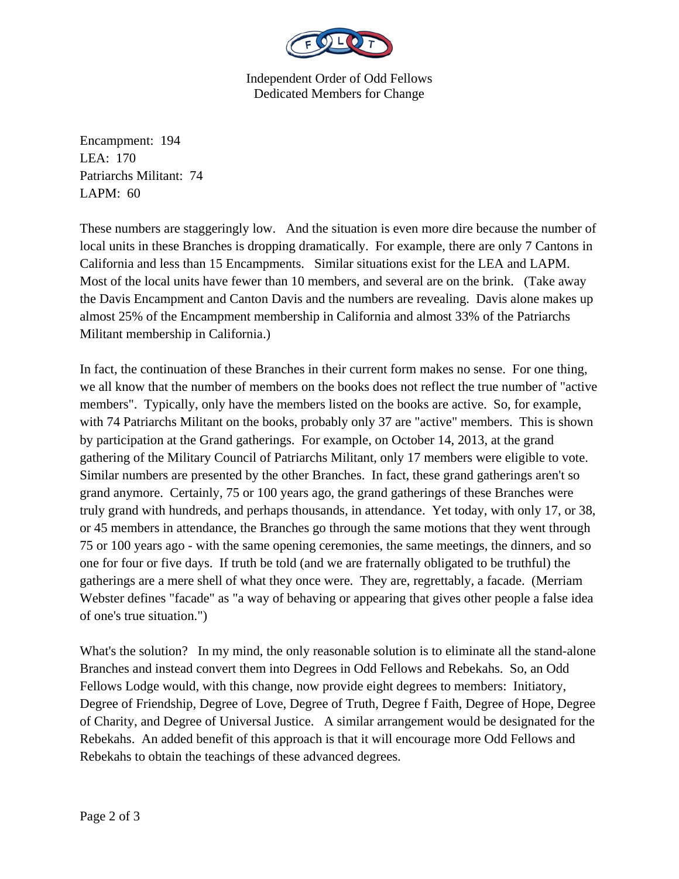Encampment: 194
LEA: 170
Patriarchs Militant: 74
LAPM: 60

These numbers are staggeringly low. And the situation is even more dire because the number of local units in these Branches is dropping dramatically. For example, there are only 7 Cantons in California and less than 15 Encampments. Similar situations exist for the LEA and LAPM. Most of the local units have fewer than 10 members, and several are on the brink. (Take away the Davis Encampment and Canton Davis and the numbers are revealing. Davis alone makes up almost 25% of the Encampment membership in California and almost 33% of the Patriarchs Militant membership in California.)

In fact, the continuation of these Branches in their current form makes no sense. For one thing, we all know that the number of members on the books does not reflect the true number of "active members". Typically, only have the members listed on the books are active. So, for example, with 74 Patriarchs Militant on the books, probably only 37 are "active" members. This is shown by participation at the Grand gatherings. For example, on October 14, 2013, at the grand gathering of the Military Council of Patriarchs Militant, only 17 members were eligible to vote. Similar numbers are presented by the other Branches. In fact, these grand gatherings aren't so grand anymore. Certainly, 75 or 100 years ago, the grand gatherings of these Branches were truly grand with hundreds, and perhaps thousands, in attendance. Yet today, with only 17, or 38, or 45 members in attendance, the Branches go through the same motions that they went through 75 or 100 years ago - with the same opening ceremonies, the same meetings, the dinners, and so one for four or five days. If truth be told (and we are fraternally obligated to be truthful) the gatherings are a mere shell of what they once were. They are, regrettably, a facade. (Merriam Webster defines "facade" as "a way of behaving or appearing that gives other people a false idea of one's true situation.")

What's the solution? In my mind, the only reasonable solution is to eliminate all the stand-alone Branches and instead convert them into Degrees in Odd Fellows and Rebekahs. So, an Odd Fellows Lodge would, with this change, now provide eight degrees to members: Initiatory, Degree of Friendship, Degree of Love, Degree of Truth, Degree f Faith, Degree of Hope, Degree of Charity, and Degree of Universal Justice. A similar arrangement would be designated for the Rebekahs. An added benefit of this approach is that it will encourage more Odd Fellows and Rebekahs to obtain the teachings of these advanced degrees.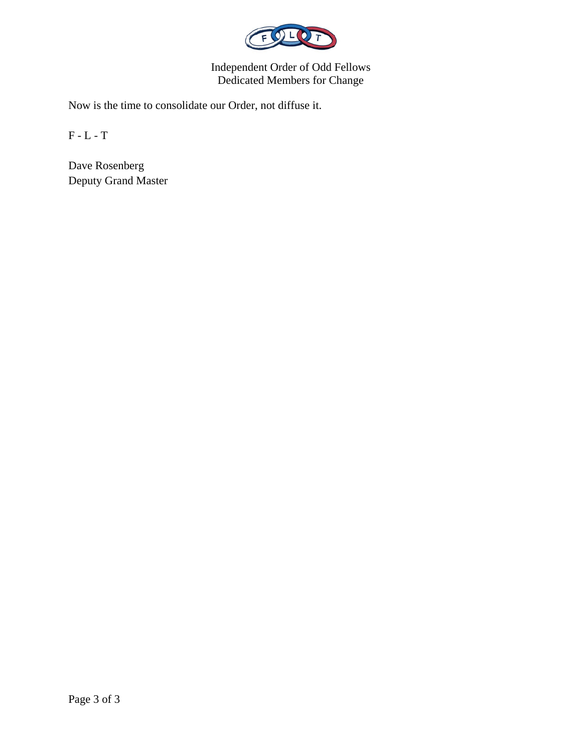Independent Order of Odd Fellows
Dedicated Members for Change

Now is the time to consolidate our Order, not diffuse it.

F - L - T

Dave Rosenberg
Deputy Grand Master